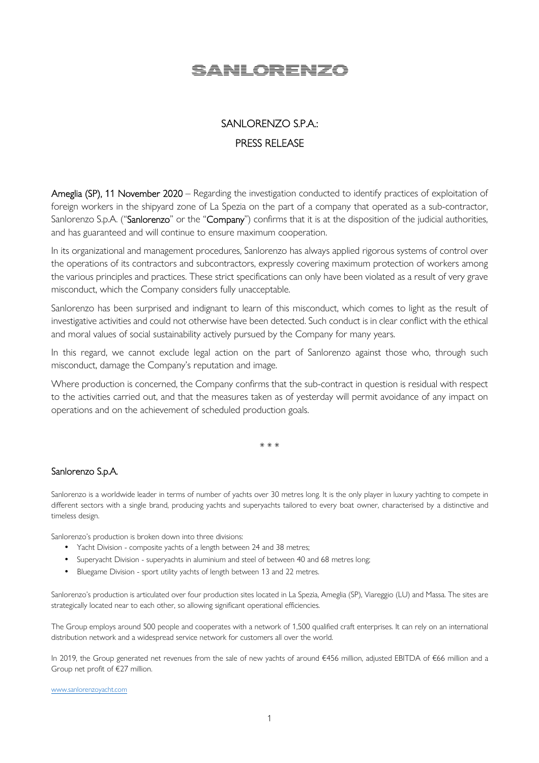# SANLORENZO

## SANLORENZO S.P.A.:
## PRESS RELEASE

**Ameglia (SP), 11 November 2020** – Regarding the investigation conducted to identify practices of exploitation of foreign workers in the shipyard zone of La Spezia on the part of a company that operated as a sub-contractor, Sanlorenzo S.p.A. ("**Sanlorenzo**" or the "**Company**") confirms that it is at the disposition of the judicial authorities, and has guaranteed and will continue to ensure maximum cooperation.

In its organizational and management procedures, Sanlorenzo has always applied rigorous systems of control over the operations of its contractors and subcontractors, expressly covering maximum protection of workers among the various principles and practices. These strict specifications can only have been violated as a result of very grave misconduct, which the Company considers fully unacceptable.

Sanlorenzo has been surprised and indignant to learn of this misconduct, which comes to light as the result of investigative activities and could not otherwise have been detected. Such conduct is in clear conflict with the ethical and moral values of social sustainability actively pursued by the Company for many years.

In this regard, we cannot exclude legal action on the part of Sanlorenzo against those who, through such misconduct, damage the Company's reputation and image.

Where production is concerned, the Company confirms that the sub-contract in question is residual with respect to the activities carried out, and that the measures taken as of yesterday will permit avoidance of any impact on operations and on the achievement of scheduled production goals.

\* \* \*

### Sanlorenzo S.p.A.

Sanlorenzo is a worldwide leader in terms of number of yachts over 30 metres long. It is the only player in luxury yachting to compete in different sectors with a single brand, producing yachts and superyachts tailored to every boat owner, characterised by a distinctive and timeless design.

Sanlorenzo's production is broken down into three divisions:

- Yacht Division - composite yachts of a length between 24 and 38 metres;
- Superyacht Division - superyachts in aluminium and steel of between 40 and 68 metres long;
- Bluegame Division - sport utility yachts of length between 13 and 22 metres.

Sanlorenzo's production is articulated over four production sites located in La Spezia, Ameglia (SP), Viareggio (LU) and Massa. The sites are strategically located near to each other, so allowing significant operational efficiencies.

The Group employs around 500 people and cooperates with a network of 1,500 qualified craft enterprises. It can rely on an international distribution network and a widespread service network for customers all over the world.

In 2019, the Group generated net revenues from the sale of new yachts of around €456 million, adjusted EBITDA of €66 million and a Group net profit of €27 million.

www.sanlorenzoyacht.com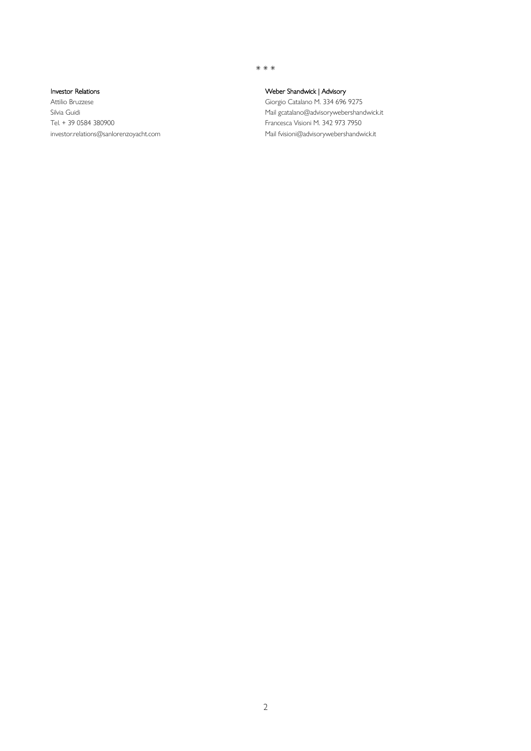\* \* \*

**Investor Relations**
Attilio Bruzzese
Silvia Guidi
Tel. + 39 0584 380900
investor.relations@sanlorenzoyacht.com

**Weber Shandwick | Advisory**
Giorgio Catalano M. 334 696 9275
Mail gcatalano@advisorywebershandwick.it
Francesca Visioni M. 342 973 7950
Mail fvisioni@advisorywebershandwick.it